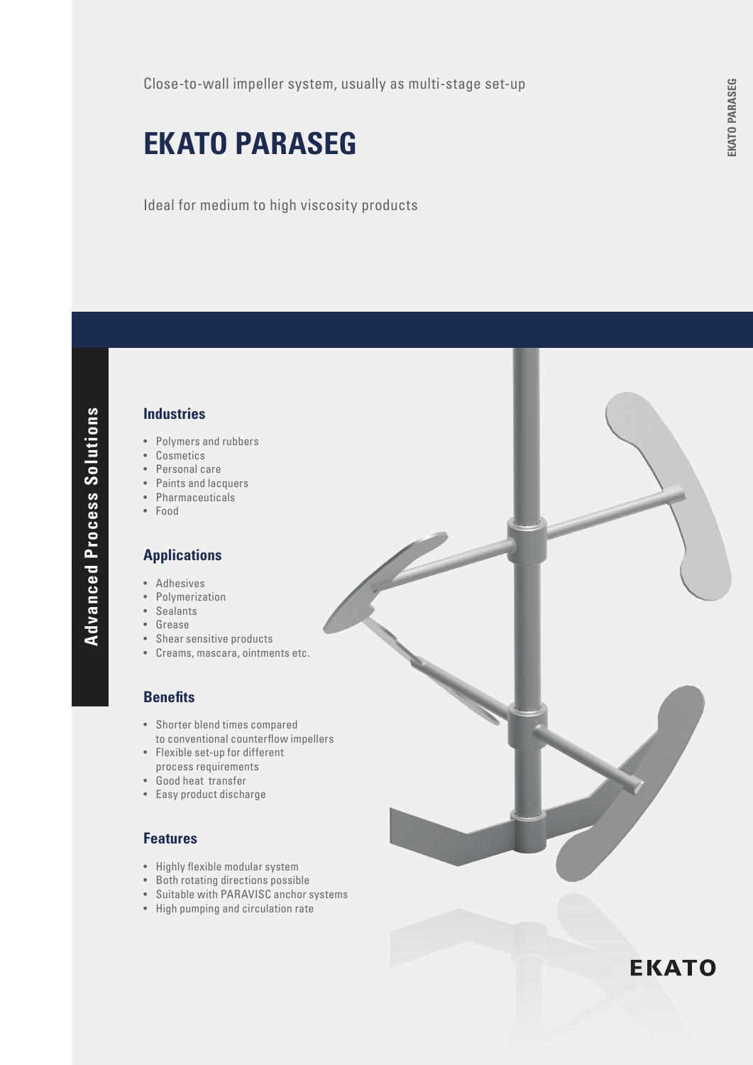Close-to-wall impeller system, usually as multi-stage set-up

# EKATO PARASEG

Ideal for medium to high viscosity products

Advanced Process Solutions

## Industries

- Polymers and rubbers
- Cosmetics
- Personal care
- Paints and lacquers
- Pharmaceuticals
- Food

## Applications

- Adhesives
- Polymerization
- Sealants
- Grease
- Shear sensitive products
- Creams, mascara, ointments etc.

## Benefits

- Shorter blend times compared to conventional counterflow impellers
- Flexible set-up for different process requirements
- Good heat transfer
- Easy product discharge

## Features

- Highly flexible modular system
- Both rotating directions possible
- Suitable with PARAVISC anchor systems
- High pumping and circulation rate

EKATO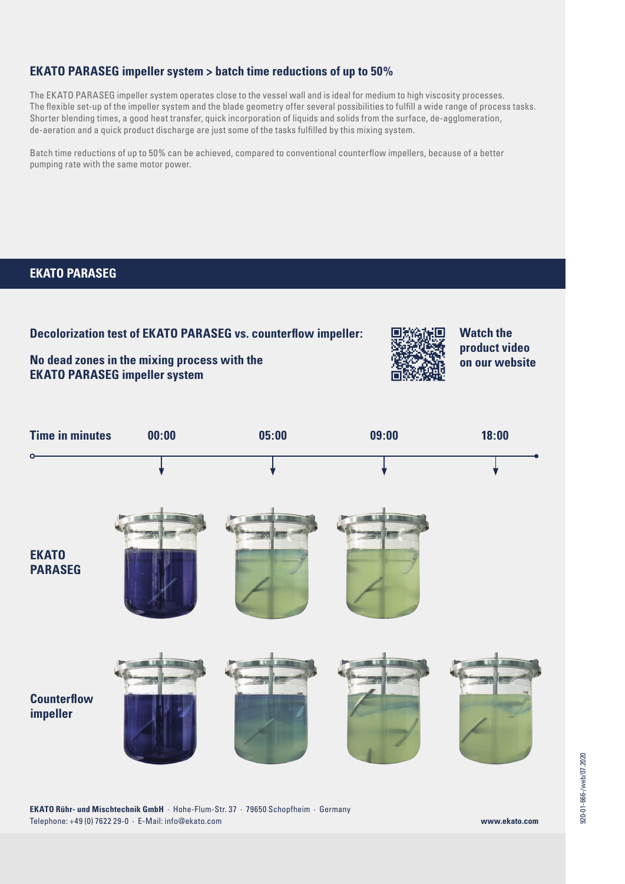## EKATO PARASEG impeller system > batch time reductions of up to 50%

The EKATO PARASEG impeller system operates close to the vessel wall and is ideal for medium to high viscosity processes. The flexible set-up of the impeller system and the blade geometry offer several possibilities to fulfill a wide range of process tasks. Shorter blending times, a good heat transfer, quick incorporation of liquids and solids from the surface, de-agglomeration, de-aeration and a quick product discharge are just some of the tasks fulfilled by this mixing system.

Batch time reductions of up to 50% can be achieved, compared to conventional counterflow impellers, because of a better pumping rate with the same motor power.

## EKATO PARASEG

**Decolorization test of EKATO PARASEG vs. counterflow impeller:**

**No dead zones in the mixing process with the EKATO PARASEG impeller system**

**Watch the product video on our website**

**Time in minutes** 00:00 05:00 09:00 18:00

**EKATO PARASEG**

**Counterflow impeller**

**EKATO Rühr- und Mischtechnik GmbH** · Hohe-Flum-Str. 37 · 79650 Schopfheim · Germany
Telephone: +49 (0) 7622 29-0 · E-Mail: info@ekato.com

**www.ekato.com**

920-01-666-/web/07.2020